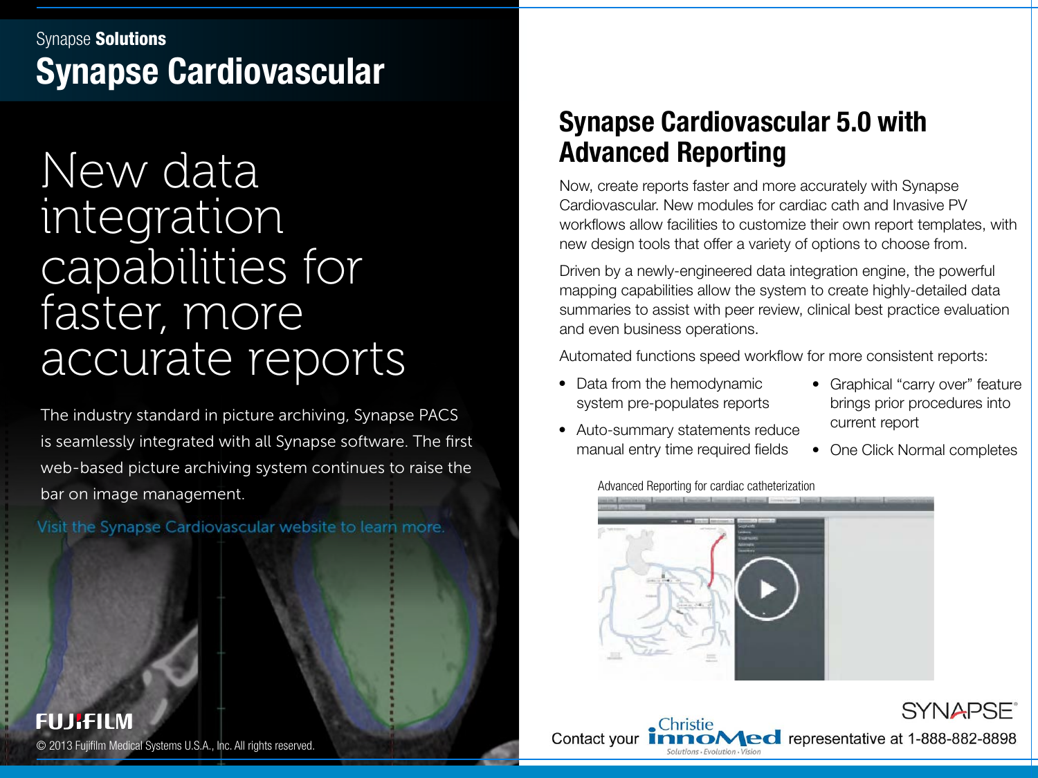Synapse **Solutions**

# Synapse Cardiovascular

## New data integration capabilities for faster, more accurate reports

The industry standard in picture archiving, Synapse PACS is seamlessly integrated with all Synapse software. The first web-based picture archiving system continues to raise the bar on image management.

Visit the Synapse Cardiovascular website to learn more.

FUJIFILM

© 2013 Fujifilm Medical Systems U.S.A., Inc. All rights reserved.

## Synapse Cardiovascular 5.0 with Advanced Reporting

Now, create reports faster and more accurately with Synapse Cardiovascular. New modules for cardiac cath and Invasive PV workflows allow facilities to customize their own report templates, with new design tools that offer a variety of options to choose from.

Driven by a newly-engineered data integration engine, the powerful mapping capabilities allow the system to create highly-detailed data summaries to assist with peer review, clinical best practice evaluation and even business operations.

Automated functions speed workflow for more consistent reports:

- Data from the hemodynamic system pre-populates reports
- Auto-summary statements reduce manual entry time required fields
- Graphical "carry over" feature brings prior procedures into current report
- One Click Normal completes

Advanced Reporting for cardiac catheterization

SYNAPSE®

Contact your Christie InnoMed representative at 1-888-882-8898

Solutions · Evolution · Vision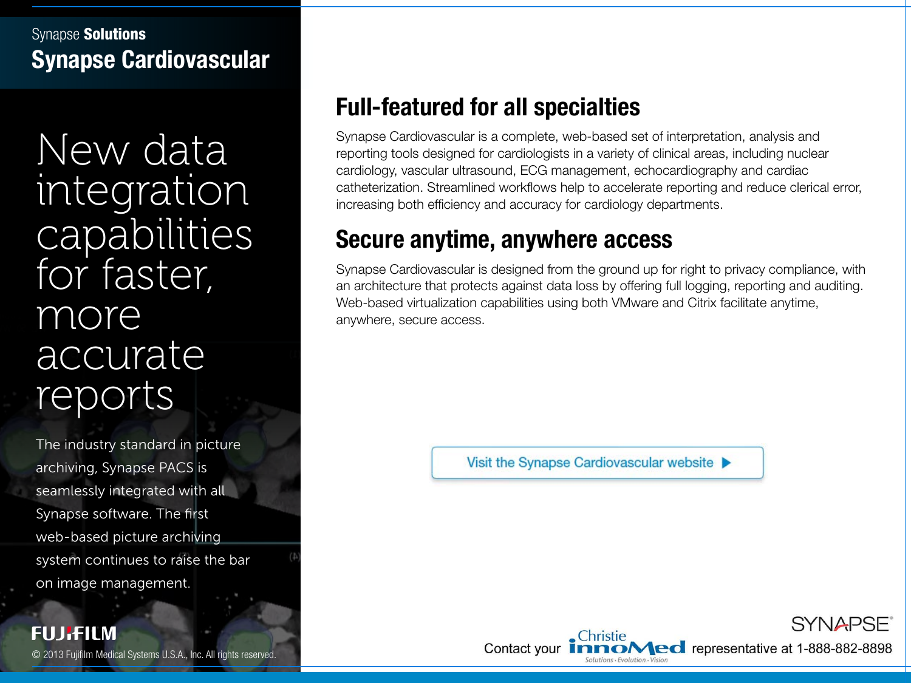Synapse **Solutions**

# Synapse Cardiovascular

New data integration capabilities for faster, more accurate reports

The industry standard in picture archiving, Synapse PACS is seamlessly integrated with all Synapse software. The first web-based picture archiving system continues to raise the bar on image management.

## Full-featured for all specialties

Synapse Cardiovascular is a complete, web-based set of interpretation, analysis and reporting tools designed for cardiologists in a variety of clinical areas, including nuclear cardiology, vascular ultrasound, ECG management, echocardiography and cardiac catheterization. Streamlined workflows help to accelerate reporting and reduce clerical error, increasing both efficiency and accuracy for cardiology departments.

## Secure anytime, anywhere access

Synapse Cardiovascular is designed from the ground up for right to privacy compliance, with an architecture that protects against data loss by offering full logging, reporting and auditing. Web-based virtualization capabilities using both VMware and Citrix facilitate anytime, anywhere, secure access.

Visit the Synapse Cardiovascular website ▶

FUJIFILM

© 2013 Fujifilm Medical Systems U.S.A., Inc. All rights reserved.

SYNAPSE®

Contact your Christie innoMed (Solutions · Evolution · Vision) representative at 1-888-882-8898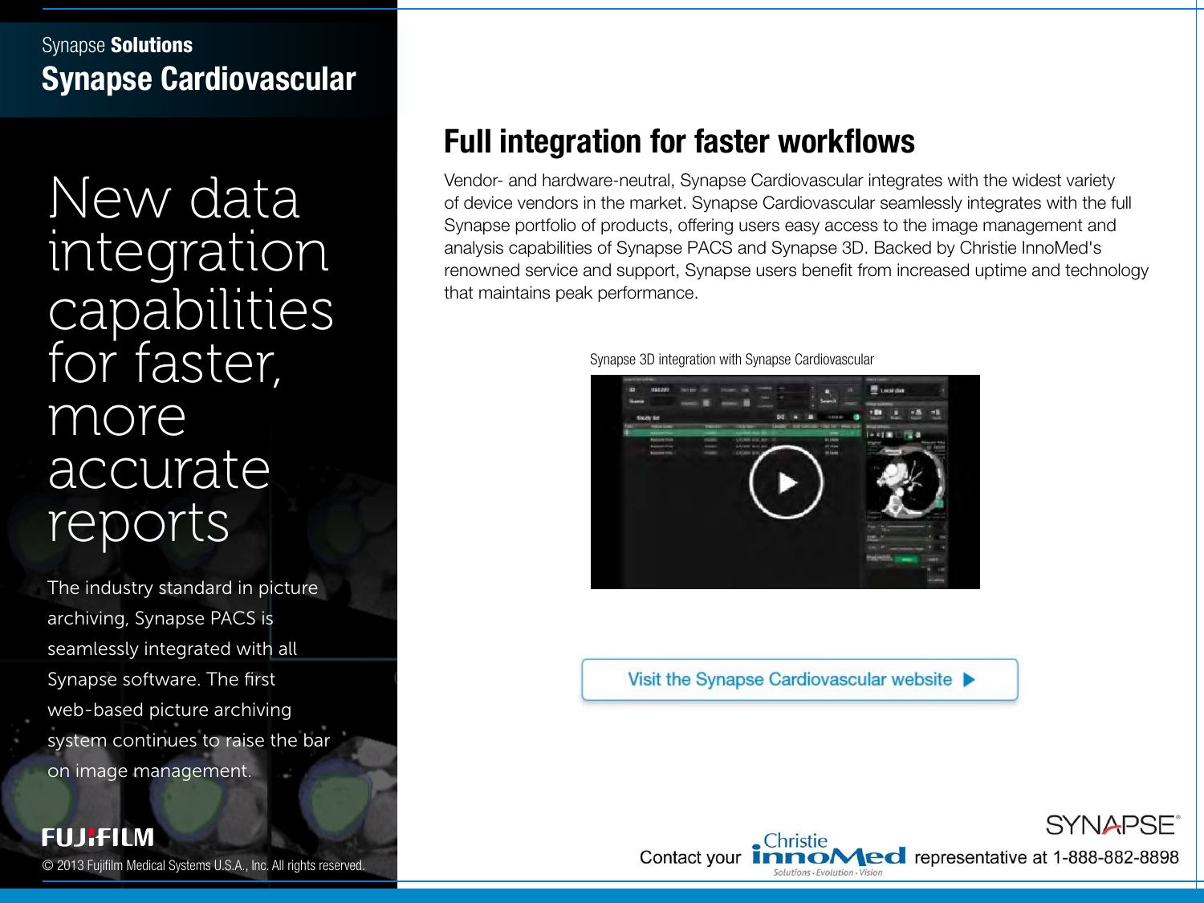Synapse **Solutions**

**Synapse Cardiovascular**

# New data integration capabilities for faster, more accurate reports

The industry standard in picture archiving, Synapse PACS is seamlessly integrated with all Synapse software. The first web-based picture archiving system continues to raise the bar on image management.

FUJIFILM

© 2013 Fujifilm Medical Systems U.S.A., Inc. All rights reserved.

## Full integration for faster workflows

Vendor- and hardware-neutral, Synapse Cardiovascular integrates with the widest variety of device vendors in the market. Synapse Cardiovascular seamlessly integrates with the full Synapse portfolio of products, offering users easy access to the image management and analysis capabilities of Synapse PACS and Synapse 3D. Backed by Christie InnoMed's renowned service and support, Synapse users benefit from increased uptime and technology that maintains peak performance.

Synapse 3D integration with Synapse Cardiovascular

Visit the Synapse Cardiovascular website ▶

SYNAPSE®

Contact your Christie innoMed (Solutions • Evolution • Vision) representative at 1-888-882-8898